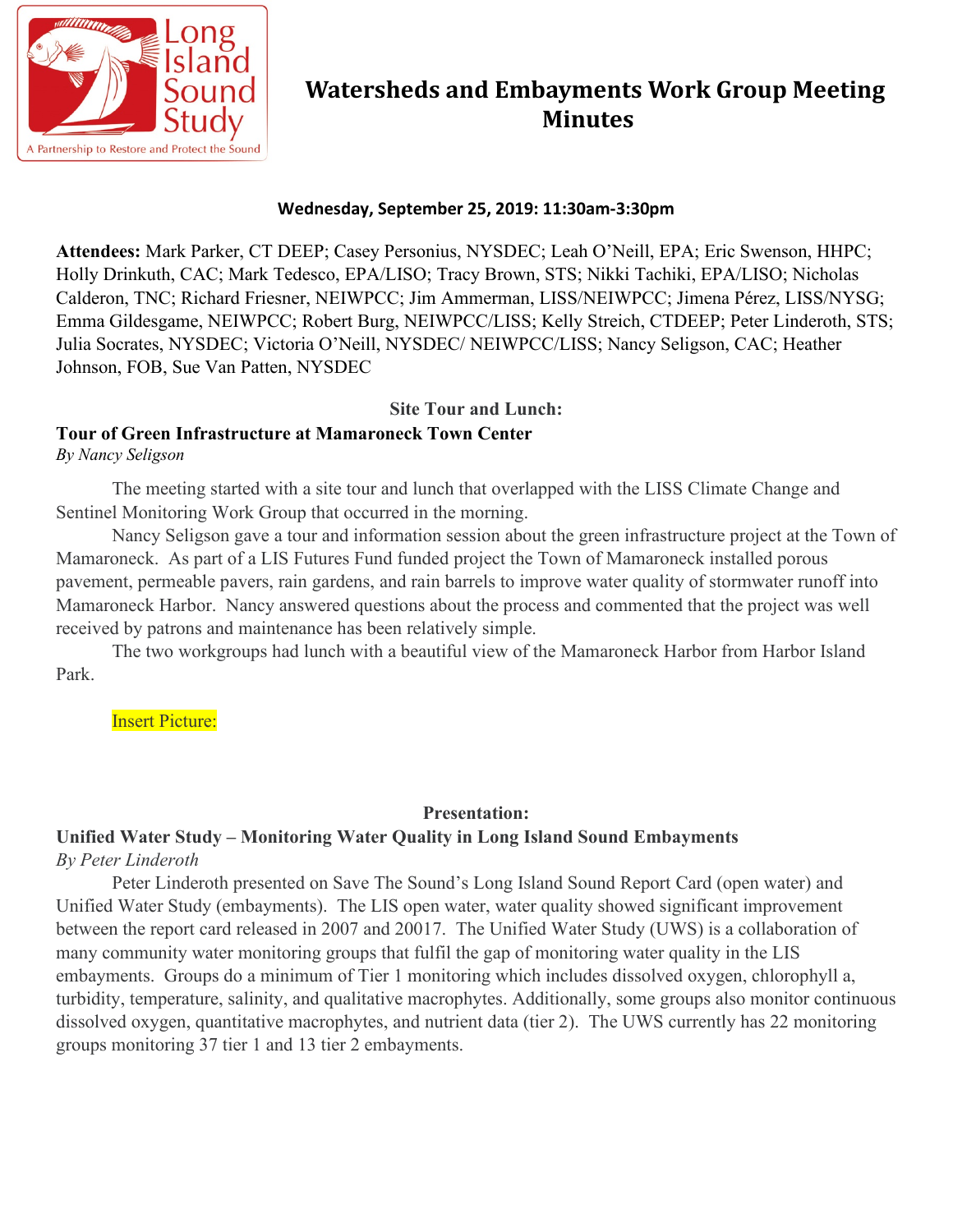# Watersheds and Embayments Work Group Meeting Minutes

**Wednesday, September 25, 2019: 11:30am-3:30pm**

**Attendees:** Mark Parker, CT DEEP; Casey Personius, NYSDEC; Leah O'Neill, EPA; Eric Swenson, HHPC; Holly Drinkuth, CAC; Mark Tedesco, EPA/LISO; Tracy Brown, STS; Nikki Tachiki, EPA/LISO; Nicholas Calderon, TNC; Richard Friesner, NEIWPCC; Jim Ammerman, LISS/NEIWPCC; Jimena Pérez, LISS/NYSG; Emma Gildesgame, NEIWPCC; Robert Burg, NEIWPCC/LISS; Kelly Streich, CTDEEP; Peter Linderoth, STS; Julia Socrates, NYSDEC; Victoria O'Neill, NYSDEC/ NEIWPCC/LISS; Nancy Seligson, CAC; Heather Johnson, FOB, Sue Van Patten, NYSDEC

## Site Tour and Lunch:

### Tour of Green Infrastructure at Mamaroneck Town Center

*By Nancy Seligson*

The meeting started with a site tour and lunch that overlapped with the LISS Climate Change and Sentinel Monitoring Work Group that occurred in the morning.

Nancy Seligson gave a tour and information session about the green infrastructure project at the Town of Mamaroneck. As part of a LIS Futures Fund funded project the Town of Mamaroneck installed porous pavement, permeable pavers, rain gardens, and rain barrels to improve water quality of stormwater runoff into Mamaroneck Harbor. Nancy answered questions about the process and commented that the project was well received by patrons and maintenance has been relatively simple.

The two workgroups had lunch with a beautiful view of the Mamaroneck Harbor from Harbor Island Park.

Insert Picture:

## Presentation:

### Unified Water Study – Monitoring Water Quality in Long Island Sound Embayments

*By Peter Linderoth*

Peter Linderoth presented on Save The Sound's Long Island Sound Report Card (open water) and Unified Water Study (embayments). The LIS open water, water quality showed significant improvement between the report card released in 2007 and 20017. The Unified Water Study (UWS) is a collaboration of many community water monitoring groups that fulfil the gap of monitoring water quality in the LIS embayments. Groups do a minimum of Tier 1 monitoring which includes dissolved oxygen, chlorophyll a, turbidity, temperature, salinity, and qualitative macrophytes. Additionally, some groups also monitor continuous dissolved oxygen, quantitative macrophytes, and nutrient data (tier 2). The UWS currently has 22 monitoring groups monitoring 37 tier 1 and 13 tier 2 embayments.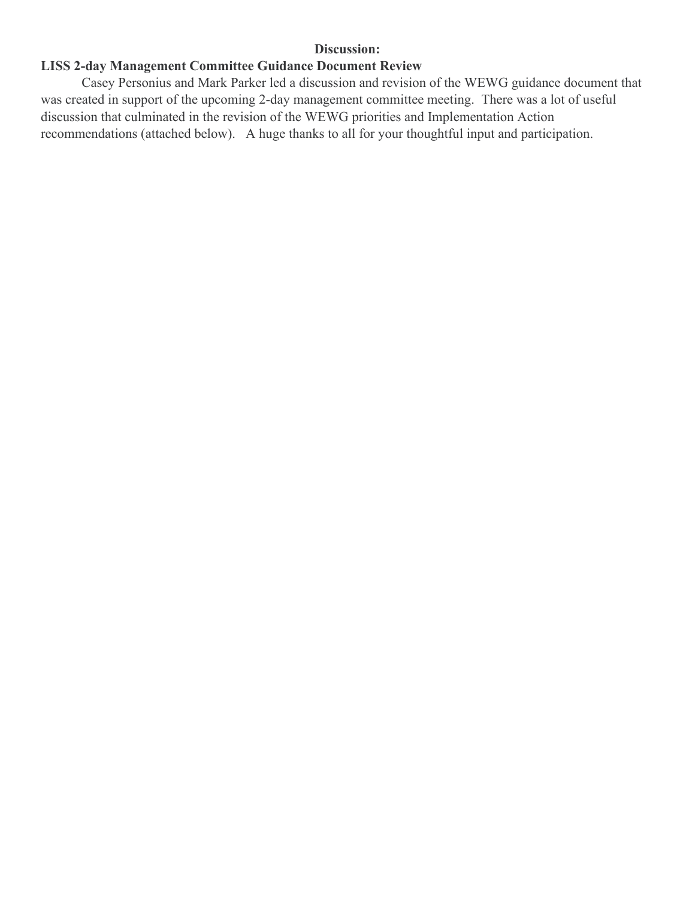**Discussion:**

**LISS 2-day Management Committee Guidance Document Review**

Casey Personius and Mark Parker led a discussion and revision of the WEWG guidance document that was created in support of the upcoming 2-day management committee meeting. There was a lot of useful discussion that culminated in the revision of the WEWG priorities and Implementation Action recommendations (attached below). A huge thanks to all for your thoughtful input and participation.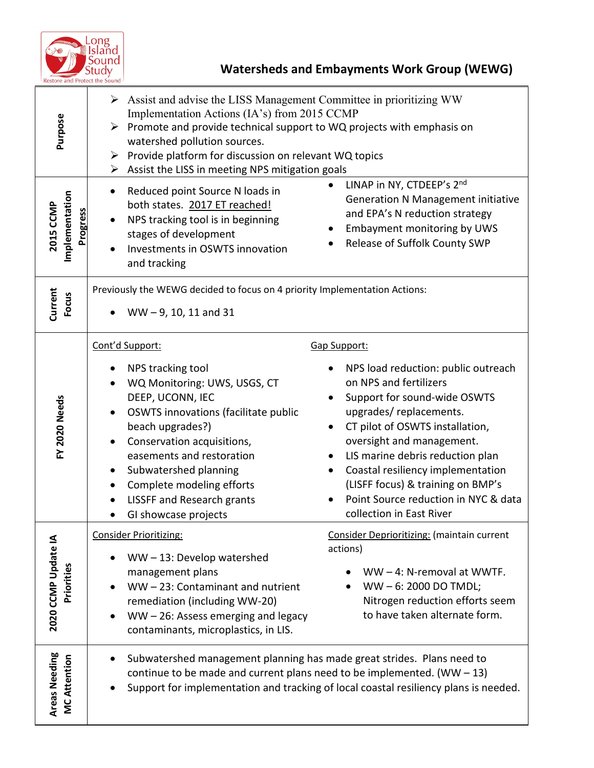# Watersheds and Embayments Work Group (WEWG)

| | |
|---|---|
| **Purpose** | ➢ Assist and advise the LISS Management Committee in prioritizing WW Implementation Actions (IA's) from 2015 CCMP<br>➢ Promote and provide technical support to WQ projects with emphasis on watershed pollution sources.<br>➢ Provide platform for discussion on relevant WQ topics<br>➢ Assist the LISS in meeting NPS mitigation goals |
| **2015 CCMP Implementation Progress** | • Reduced point Source N loads in both states. 2017 ET reached!<br>• NPS tracking tool is in beginning stages of development<br>• Investments in OSWTS innovation and tracking<br>• LINAP in NY, CTDEEP's 2nd Generation N Management initiative and EPA's N reduction strategy<br>• Embayment monitoring by UWS<br>• Release of Suffolk County SWP |
| **Current Focus** | Previously the WEWG decided to focus on 4 priority Implementation Actions:<br>• WW – 9, 10, 11 and 31 |
| **FY 2020 Needs** | Cont'd Support:<br>• NPS tracking tool<br>• WQ Monitoring: UWS, USGS, CT DEEP, UCONN, IEC<br>• OSWTS innovations (facilitate public beach upgrades?)<br>• Conservation acquisitions, easements and restoration<br>• Subwatershed planning<br>• Complete modeling efforts<br>• LISSFF and Research grants<br>• GI showcase projects<br><br>Gap Support:<br>• NPS load reduction: public outreach on NPS and fertilizers<br>• Support for sound-wide OSWTS upgrades/ replacements.<br>• CT pilot of OSWTS installation, oversight and management.<br>• LIS marine debris reduction plan<br>• Coastal resiliency implementation (LISFF focus) & training on BMP's<br>• Point Source reduction in NYC & data collection in East River |
| **2020 CCMP Update IA Priorities** | Consider Prioritizing:<br>• WW – 13: Develop watershed management plans<br>• WW – 23: Contaminant and nutrient remediation (including WW-20)<br>• WW – 26: Assess emerging and legacy contaminants, microplastics, in LIS.<br><br>Consider Deprioritizing: (maintain current actions)<br>• WW – 4: N-removal at WWTF.<br>• WW – 6: 2000 DO TMDL; Nitrogen reduction efforts seem to have taken alternate form. |
| **Areas Needing MC Attention** | • Subwatershed management planning has made great strides. Plans need to continue to be made and current plans need to be implemented. (WW – 13)<br>• Support for implementation and tracking of local coastal resiliency plans is needed. |